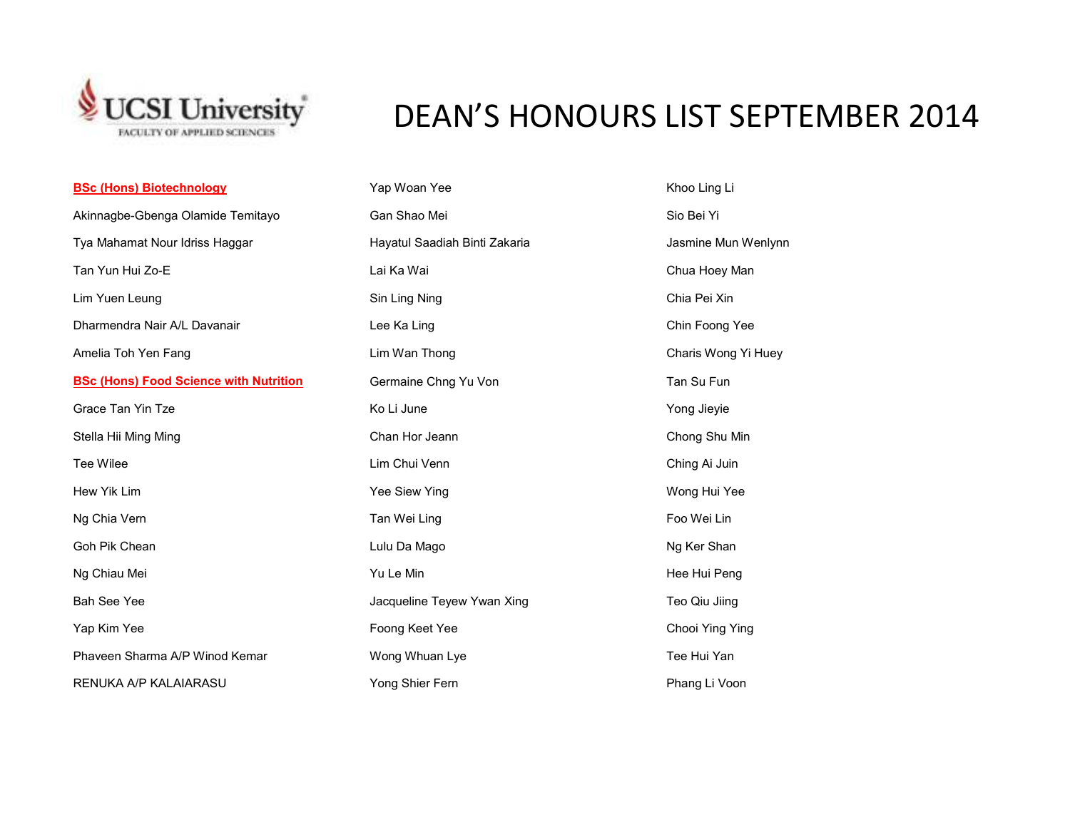UCSI University
FACULTY OF APPLIED SCIENCES

# DEAN'S HONOURS LIST SEPTEMBER 2014

## BSc (Hons) Biotechnology

Akinnagbe-Gbenga Olamide Temitayo

Tya Mahamat Nour Idriss Haggar

Tan Yun Hui Zo-E

Lim Yuen Leung

Dharmendra Nair A/L Davanair

Amelia Toh Yen Fang

## BSc (Hons) Food Science with Nutrition

Grace Tan Yin Tze

Stella Hii Ming Ming

Tee Wilee

Hew Yik Lim

Ng Chia Vern

Goh Pik Chean

Ng Chiau Mei

Bah See Yee

Yap Kim Yee

Phaveen Sharma A/P Winod Kemar

RENUKA A/P KALAIARASU

Yap Woan Yee

Gan Shao Mei

Hayatul Saadiah Binti Zakaria

Lai Ka Wai

Sin Ling Ning

Lee Ka Ling

Lim Wan Thong

Germaine Chng Yu Von

Ko Li June

Chan Hor Jeann

Lim Chui Venn

Yee Siew Ying

Tan Wei Ling

Lulu Da Mago

Yu Le Min

Jacqueline Teyew Ywan Xing

Foong Keet Yee

Wong Whuan Lye

Yong Shier Fern

Khoo Ling Li

Sio Bei Yi

Jasmine Mun Wenlynn

Chua Hoey Man

Chia Pei Xin

Chin Foong Yee

Charis Wong Yi Huey

Tan Su Fun

Yong Jieyie

Chong Shu Min

Ching Ai Juin

Wong Hui Yee

Foo Wei Lin

Ng Ker Shan

Hee Hui Peng

Teo Qiu Jiing

Chooi Ying Ying

Tee Hui Yan

Phang Li Voon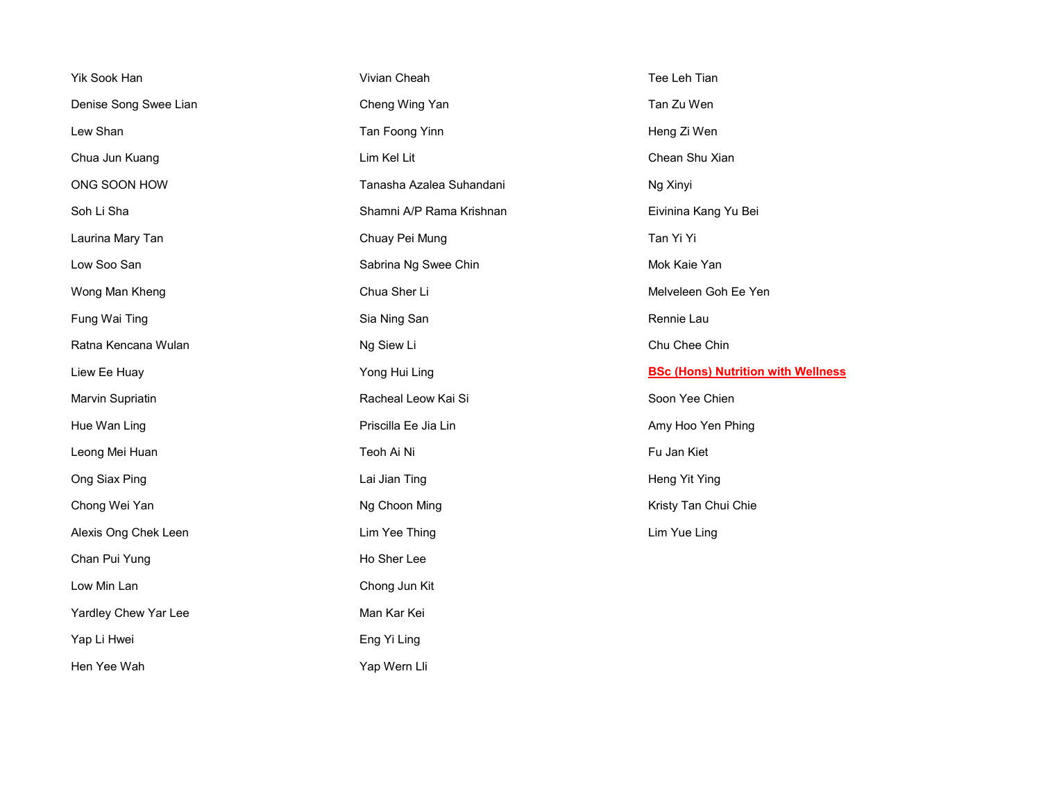Yik Sook Han

Denise Song Swee Lian

Lew Shan

Chua Jun Kuang

ONG SOON HOW

Soh Li Sha

Laurina Mary Tan

Low Soo San

Wong Man Kheng

Fung Wai Ting

Ratna Kencana Wulan

Liew Ee Huay

Marvin Supriatin

Hue Wan Ling

Leong Mei Huan

Ong Siax Ping

Chong Wei Yan

Alexis Ong Chek Leen

Chan Pui Yung

Low Min Lan

Yardley Chew Yar Lee

Yap Li Hwei

Hen Yee Wah

Vivian Cheah

Cheng Wing Yan

Tan Foong Yinn

Lim Kel Lit

Tanasha Azalea Suhandani

Shamni A/P Rama Krishnan

Chuay Pei Mung

Sabrina Ng Swee Chin

Chua Sher Li

Sia Ning San

Ng Siew Li

Yong Hui Ling

Racheal Leow Kai Si

Priscilla Ee Jia Lin

Teoh Ai Ni

Lai Jian Ting

Ng Choon Ming

Lim Yee Thing

Ho Sher Lee

Chong Jun Kit

Man Kar Kei

Eng Yi Ling

Yap Wern Lli

Tee Leh Tian

Tan Zu Wen

Heng Zi Wen

Chean Shu Xian

Ng Xinyi

Eivinina Kang Yu Bei

Tan Yi Yi

Mok Kaie Yan

Melveleen Goh Ee Yen

Rennie Lau

Chu Chee Chin

**BSc (Hons) Nutrition with Wellness**

Soon Yee Chien

Amy Hoo Yen Phing

Fu Jan Kiet

Heng Yit Ying

Kristy Tan Chui Chie

Lim Yue Ling